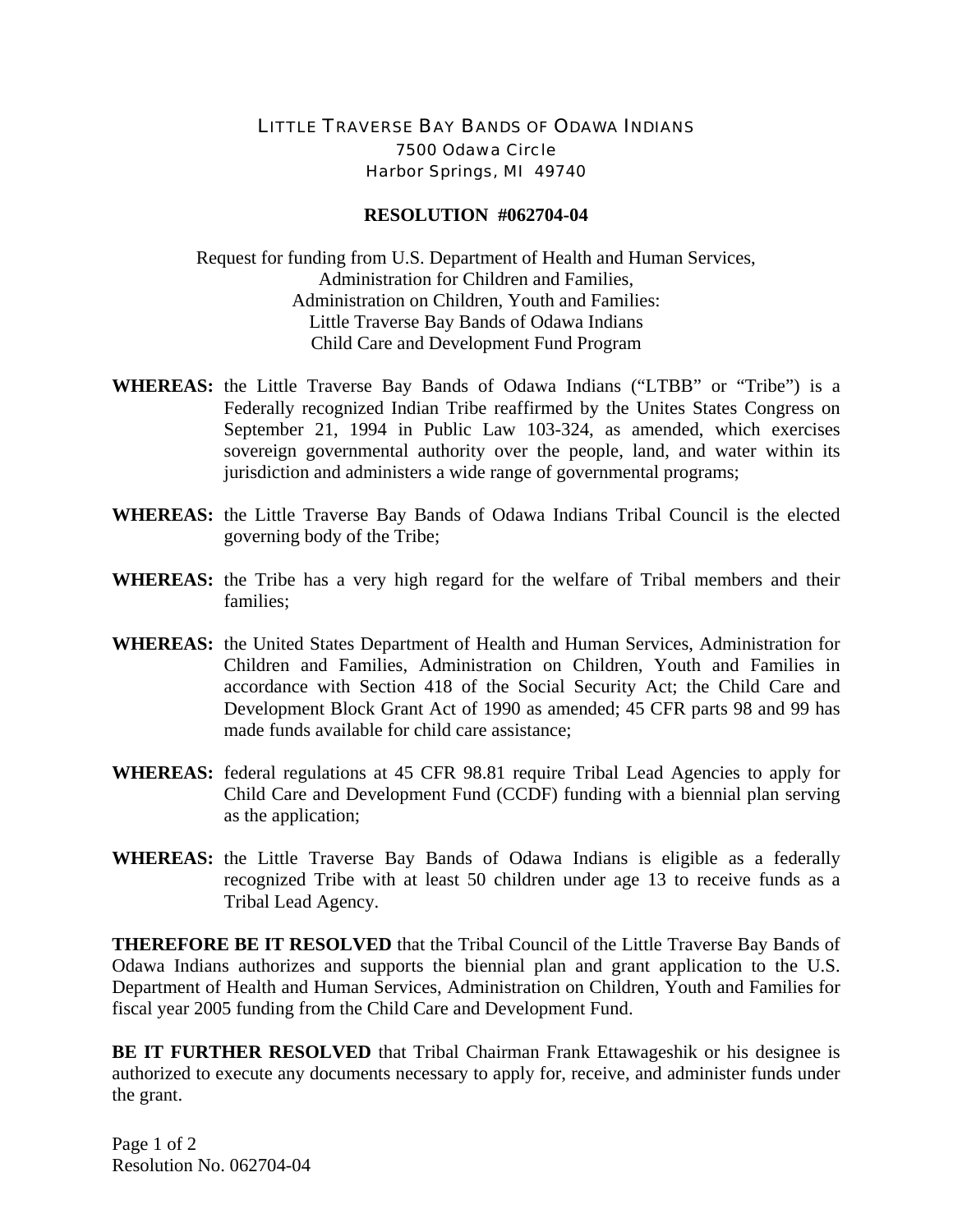LITTLE TRAVERSE BAY BANDS OF ODAWA INDIANS
7500 Odawa Circle
Harbor Springs, MI 49740

**RESOLUTION #062704-04**

Request for funding from U.S. Department of Health and Human Services,
Administration for Children and Families,
Administration on Children, Youth and Families:
Little Traverse Bay Bands of Odawa Indians
Child Care and Development Fund Program

**WHEREAS:** the Little Traverse Bay Bands of Odawa Indians ("LTBB" or "Tribe") is a Federally recognized Indian Tribe reaffirmed by the Unites States Congress on September 21, 1994 in Public Law 103-324, as amended, which exercises sovereign governmental authority over the people, land, and water within its jurisdiction and administers a wide range of governmental programs;

**WHEREAS:** the Little Traverse Bay Bands of Odawa Indians Tribal Council is the elected governing body of the Tribe;

**WHEREAS:** the Tribe has a very high regard for the welfare of Tribal members and their families;

**WHEREAS:** the United States Department of Health and Human Services, Administration for Children and Families, Administration on Children, Youth and Families in accordance with Section 418 of the Social Security Act; the Child Care and Development Block Grant Act of 1990 as amended; 45 CFR parts 98 and 99 has made funds available for child care assistance;

**WHEREAS:** federal regulations at 45 CFR 98.81 require Tribal Lead Agencies to apply for Child Care and Development Fund (CCDF) funding with a biennial plan serving as the application;

**WHEREAS:** the Little Traverse Bay Bands of Odawa Indians is eligible as a federally recognized Tribe with at least 50 children under age 13 to receive funds as a Tribal Lead Agency.

**THEREFORE BE IT RESOLVED** that the Tribal Council of the Little Traverse Bay Bands of Odawa Indians authorizes and supports the biennial plan and grant application to the U.S. Department of Health and Human Services, Administration on Children, Youth and Families for fiscal year 2005 funding from the Child Care and Development Fund.

**BE IT FURTHER RESOLVED** that Tribal Chairman Frank Ettawageshik or his designee is authorized to execute any documents necessary to apply for, receive, and administer funds under the grant.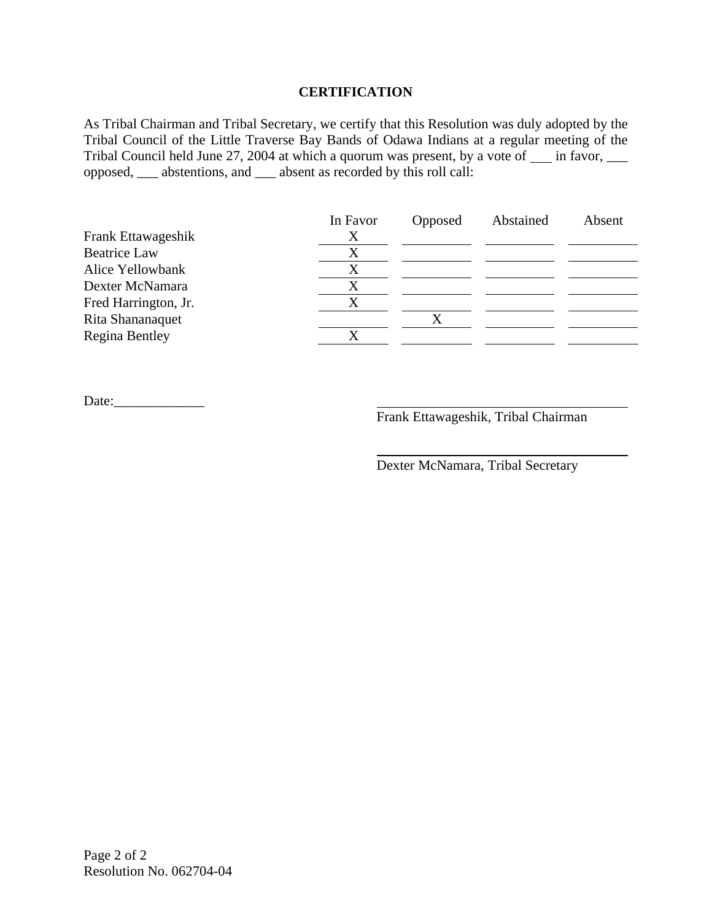## CERTIFICATION

As Tribal Chairman and Tribal Secretary, we certify that this Resolution was duly adopted by the Tribal Council of the Little Traverse Bay Bands of Odawa Indians at a regular meeting of the Tribal Council held June 27, 2004 at which a quorum was present, by a vote of ___ in favor, ___ opposed, ___ abstentions, and ___ absent as recorded by this roll call:

| | In Favor | Opposed | Abstained | Absent |
|---|---|---|---|---|
| Frank Ettawageshik | X | | | |
| Beatrice Law | X | | | |
| Alice Yellowbank | X | | | |
| Dexter McNamara | X | | | |
| Fred Harrington, Jr. | X | | | |
| Rita Shananaquet | | X | | |
| Regina Bentley | X | | | |

Date:_____________

_________________________________
Frank Ettawageshik, Tribal Chairman

_________________________________
Dexter McNamara, Tribal Secretary

Resolution No. 062704-04